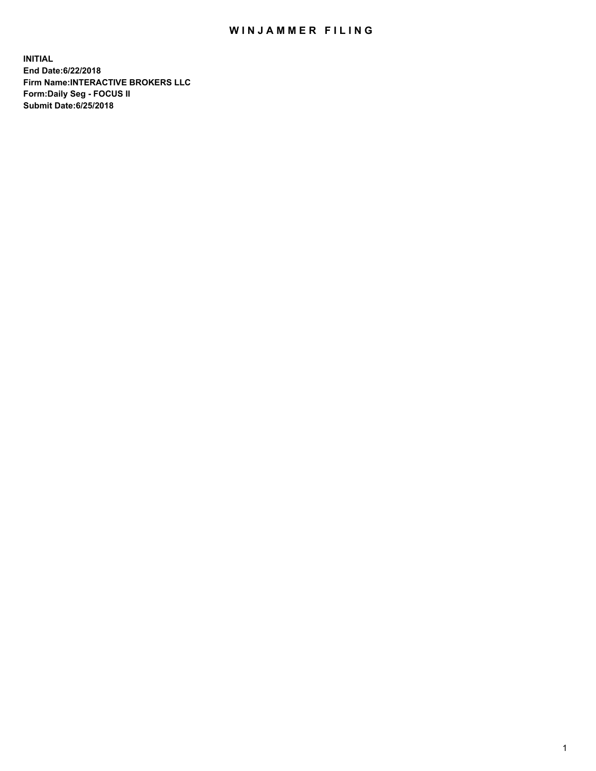# WINJAMMER FILING

**INITIAL**
**End Date:6/22/2018**
**Firm Name:INTERACTIVE BROKERS LLC**
**Form:Daily Seg - FOCUS II**
**Submit Date:6/25/2018**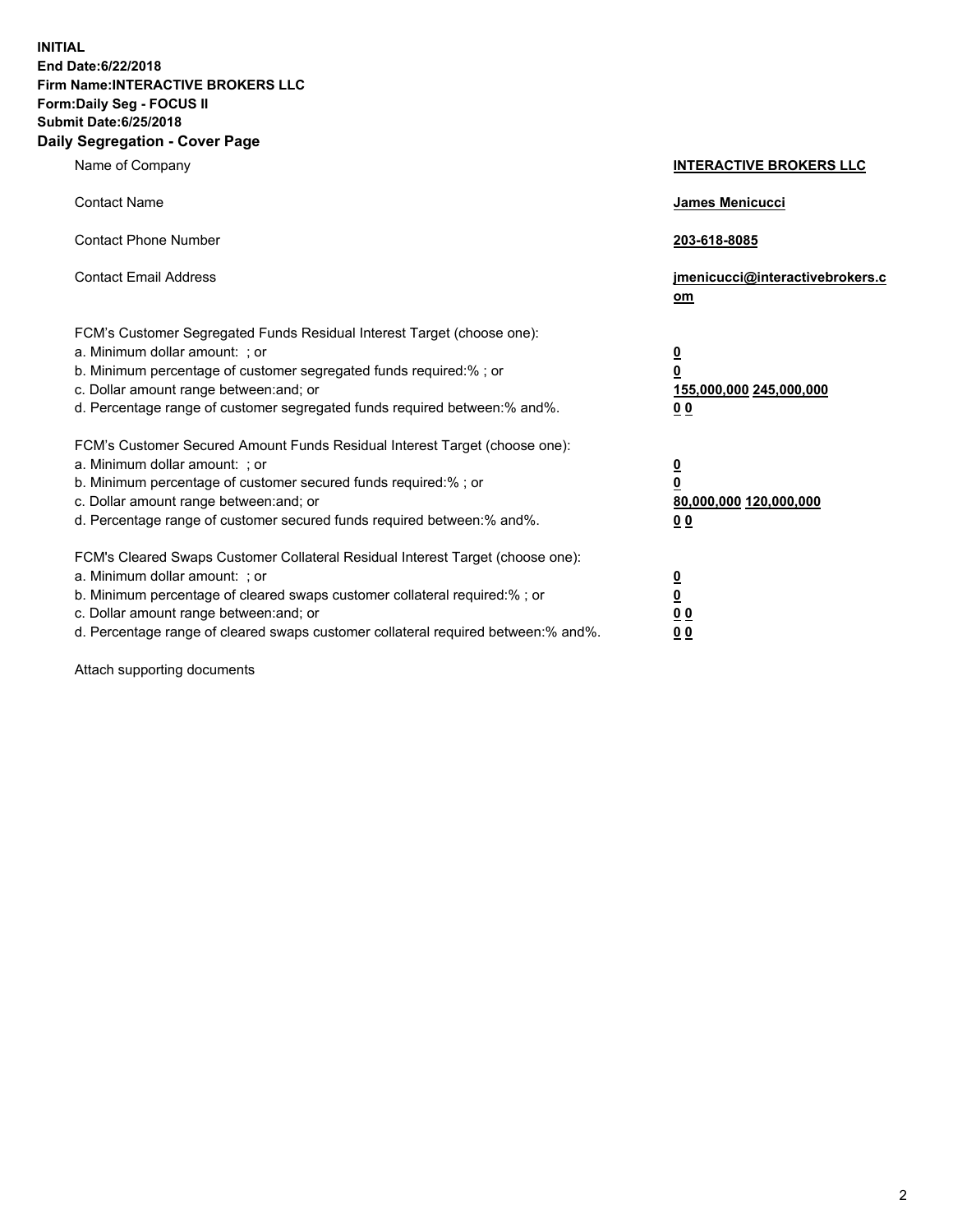**INITIAL**
**End Date:6/22/2018**
**Firm Name:INTERACTIVE BROKERS LLC**
**Form:Daily Seg - FOCUS II**
**Submit Date:6/25/2018**
**Daily Segregation - Cover Page**

| | |
|---|---|
| Name of Company | **INTERACTIVE BROKERS LLC** |
| Contact Name | **James Menicucci** |
| Contact Phone Number | **203-618-8085** |
| Contact Email Address | **jmenicucci@interactivebrokers.com** |

FCM's Customer Segregated Funds Residual Interest Target (choose one):

| | |
|---|---|
| a. Minimum dollar amount: ; or | **0** |
| b. Minimum percentage of customer segregated funds required:% ; or | **0** |
| c. Dollar amount range between:and; or | **155,000,000 245,000,000** |
| d. Percentage range of customer segregated funds required between:% and%. | **0 0** |

FCM's Customer Secured Amount Funds Residual Interest Target (choose one):

| | |
|---|---|
| a. Minimum dollar amount: ; or | **0** |
| b. Minimum percentage of customer secured funds required:% ; or | **0** |
| c. Dollar amount range between:and; or | **80,000,000 120,000,000** |
| d. Percentage range of customer secured funds required between:% and%. | **0 0** |

FCM's Cleared Swaps Customer Collateral Residual Interest Target (choose one):

| | |
|---|---|
| a. Minimum dollar amount: ; or | **0** |
| b. Minimum percentage of cleared swaps customer collateral required:% ; or | **0** |
| c. Dollar amount range between:and; or | **0 0** |
| d. Percentage range of cleared swaps customer collateral required between:% and%. | **0 0** |

Attach supporting documents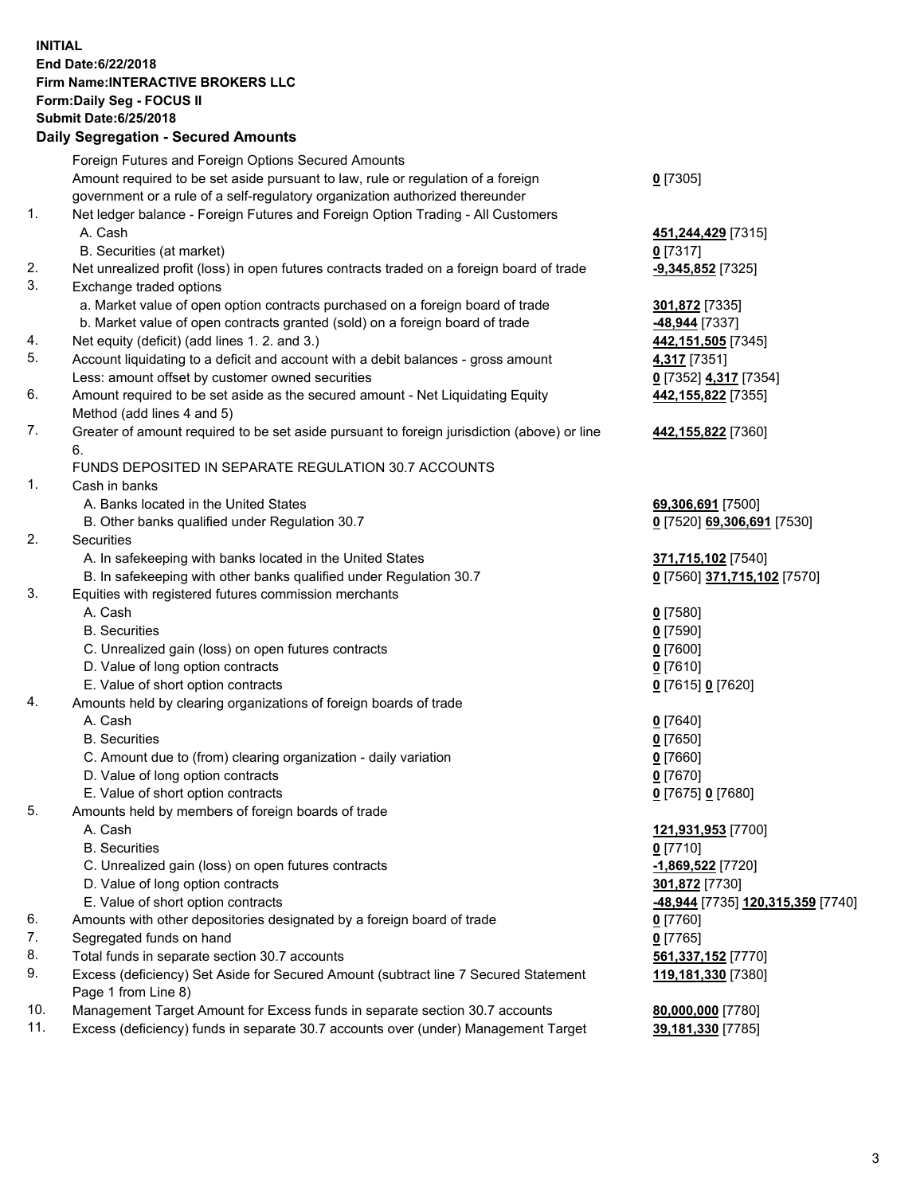**INITIAL**
**End Date:6/22/2018**
**Firm Name:INTERACTIVE BROKERS LLC**
**Form:Daily Seg - FOCUS II**
**Submit Date:6/25/2018**

**Daily Segregation - Secured Amounts**

| | | |
|---|---|---|
| | Foreign Futures and Foreign Options Secured Amounts | |
| | Amount required to be set aside pursuant to law, rule or regulation of a foreign government or a rule of a self-regulatory organization authorized thereunder | **0** [7305] |
| 1. | Net ledger balance - Foreign Futures and Foreign Option Trading - All Customers | |
| | A. Cash | **451,244,429** [7315] |
| | B. Securities (at market) | **0** [7317] |
| 2. | Net unrealized profit (loss) in open futures contracts traded on a foreign board of trade | **-9,345,852** [7325] |
| 3. | Exchange traded options | |
| | a. Market value of open option contracts purchased on a foreign board of trade | **301,872** [7335] |
| | b. Market value of open contracts granted (sold) on a foreign board of trade | **-48,944** [7337] |
| 4. | Net equity (deficit) (add lines 1. 2. and 3.) | **442,151,505** [7345] |
| 5. | Account liquidating to a deficit and account with a debit balances - gross amount | **4,317** [7351] |
| | Less: amount offset by customer owned securities | **0** [7352] **4,317** [7354] |
| 6. | Amount required to be set aside as the secured amount - Net Liquidating Equity Method (add lines 4 and 5) | **442,155,822** [7355] |
| 7. | Greater of amount required to be set aside pursuant to foreign jurisdiction (above) or line 6. | **442,155,822** [7360] |
| | FUNDS DEPOSITED IN SEPARATE REGULATION 30.7 ACCOUNTS | |
| 1. | Cash in banks | |
| | A. Banks located in the United States | **69,306,691** [7500] |
| | B. Other banks qualified under Regulation 30.7 | **0** [7520] **69,306,691** [7530] |
| 2. | Securities | |
| | A. In safekeeping with banks located in the United States | **371,715,102** [7540] |
| | B. In safekeeping with other banks qualified under Regulation 30.7 | **0** [7560] **371,715,102** [7570] |
| 3. | Equities with registered futures commission merchants | |
| | A. Cash | **0** [7580] |
| | B. Securities | **0** [7590] |
| | C. Unrealized gain (loss) on open futures contracts | **0** [7600] |
| | D. Value of long option contracts | **0** [7610] |
| | E. Value of short option contracts | **0** [7615] **0** [7620] |
| 4. | Amounts held by clearing organizations of foreign boards of trade | |
| | A. Cash | **0** [7640] |
| | B. Securities | **0** [7650] |
| | C. Amount due to (from) clearing organization - daily variation | **0** [7660] |
| | D. Value of long option contracts | **0** [7670] |
| | E. Value of short option contracts | **0** [7675] **0** [7680] |
| 5. | Amounts held by members of foreign boards of trade | |
| | A. Cash | **121,931,953** [7700] |
| | B. Securities | **0** [7710] |
| | C. Unrealized gain (loss) on open futures contracts | **-1,869,522** [7720] |
| | D. Value of long option contracts | **301,872** [7730] |
| | E. Value of short option contracts | **-48,944** [7735] **120,315,359** [7740] |
| 6. | Amounts with other depositories designated by a foreign board of trade | **0** [7760] |
| 7. | Segregated funds on hand | **0** [7765] |
| 8. | Total funds in separate section 30.7 accounts | **561,337,152** [7770] |
| 9. | Excess (deficiency) Set Aside for Secured Amount (subtract line 7 Secured Statement Page 1 from Line 8) | **119,181,330** [7380] |
| 10. | Management Target Amount for Excess funds in separate section 30.7 accounts | **80,000,000** [7780] |
| 11. | Excess (deficiency) funds in separate 30.7 accounts over (under) Management Target | **39,181,330** [7785] |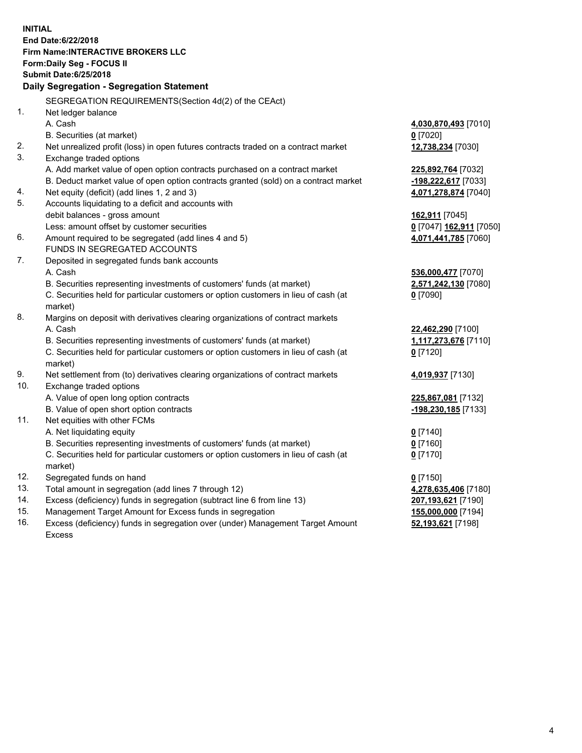**INITIAL**
**End Date:6/22/2018**
**Firm Name:INTERACTIVE BROKERS LLC**
**Form:Daily Seg - FOCUS II**
**Submit Date:6/25/2018**

## Daily Segregation - Segregation Statement

| | | |
|---|---|---|
| | SEGREGATION REQUIREMENTS(Section 4d(2) of the CEAct) | |
| 1. | Net ledger balance | |
| | A. Cash | **4,030,870,493** [7010] |
| | B. Securities (at market) | **0** [7020] |
| 2. | Net unrealized profit (loss) in open futures contracts traded on a contract market | **12,738,234** [7030] |
| 3. | Exchange traded options | |
| | A. Add market value of open option contracts purchased on a contract market | **225,892,764** [7032] |
| | B. Deduct market value of open option contracts granted (sold) on a contract market | **-198,222,617** [7033] |
| 4. | Net equity (deficit) (add lines 1, 2 and 3) | **4,071,278,874** [7040] |
| 5. | Accounts liquidating to a deficit and accounts with debit balances - gross amount | **162,911** [7045] |
| | Less: amount offset by customer securities | **0** [7047] **162,911** [7050] |
| 6. | Amount required to be segregated (add lines 4 and 5) | **4,071,441,785** [7060] |
| | FUNDS IN SEGREGATED ACCOUNTS | |
| 7. | Deposited in segregated funds bank accounts | |
| | A. Cash | **536,000,477** [7070] |
| | B. Securities representing investments of customers' funds (at market) | **2,571,242,130** [7080] |
| | C. Securities held for particular customers or option customers in lieu of cash (at market) | **0** [7090] |
| 8. | Margins on deposit with derivatives clearing organizations of contract markets | |
| | A. Cash | **22,462,290** [7100] |
| | B. Securities representing investments of customers' funds (at market) | **1,117,273,676** [7110] |
| | C. Securities held for particular customers or option customers in lieu of cash (at market) | **0** [7120] |
| 9. | Net settlement from (to) derivatives clearing organizations of contract markets | **4,019,937** [7130] |
| 10. | Exchange traded options | |
| | A. Value of open long option contracts | **225,867,081** [7132] |
| | B. Value of open short option contracts | **-198,230,185** [7133] |
| 11. | Net equities with other FCMs | |
| | A. Net liquidating equity | **0** [7140] |
| | B. Securities representing investments of customers' funds (at market) | **0** [7160] |
| | C. Securities held for particular customers or option customers in lieu of cash (at market) | **0** [7170] |
| 12. | Segregated funds on hand | **0** [7150] |
| 13. | Total amount in segregation (add lines 7 through 12) | **4,278,635,406** [7180] |
| 14. | Excess (deficiency) funds in segregation (subtract line 6 from line 13) | **207,193,621** [7190] |
| 15. | Management Target Amount for Excess funds in segregation | **155,000,000** [7194] |
| 16. | Excess (deficiency) funds in segregation over (under) Management Target Amount Excess | **52,193,621** [7198] |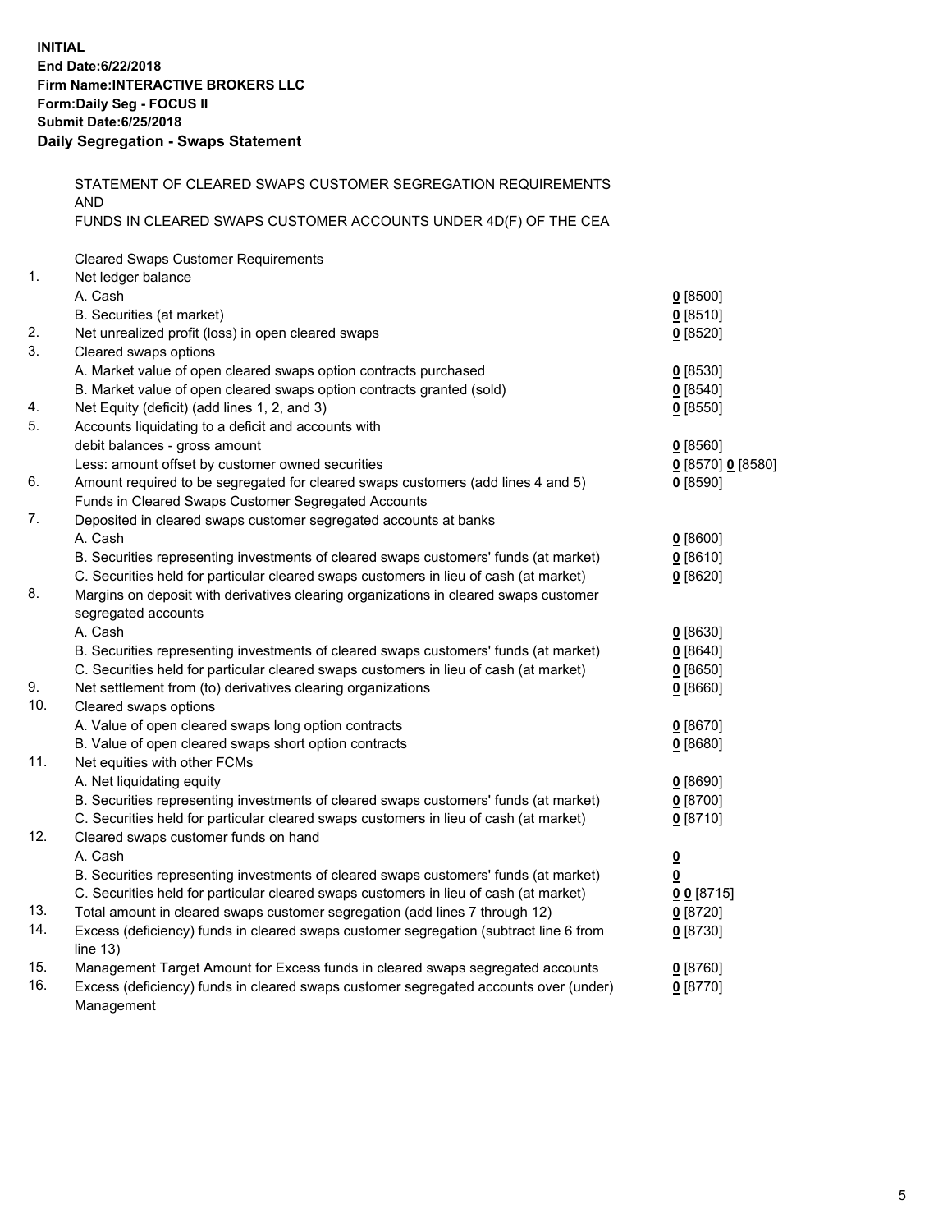**INITIAL**
**End Date:6/22/2018**
**Firm Name:INTERACTIVE BROKERS LLC**
**Form:Daily Seg - FOCUS II**
**Submit Date:6/25/2018**
**Daily Segregation - Swaps Statement**

STATEMENT OF CLEARED SWAPS CUSTOMER SEGREGATION REQUIREMENTS AND FUNDS IN CLEARED SWAPS CUSTOMER ACCOUNTS UNDER 4D(F) OF THE CEA

| | | |
|---|---|---|
| | Cleared Swaps Customer Requirements | |
| 1. | Net ledger balance | |
| | A. Cash | 0 [8500] |
| | B. Securities (at market) | 0 [8510] |
| 2. | Net unrealized profit (loss) in open cleared swaps | 0 [8520] |
| 3. | Cleared swaps options | |
| | A. Market value of open cleared swaps option contracts purchased | 0 [8530] |
| | B. Market value of open cleared swaps option contracts granted (sold) | 0 [8540] |
| 4. | Net Equity (deficit) (add lines 1, 2, and 3) | 0 [8550] |
| 5. | Accounts liquidating to a deficit and accounts with debit balances - gross amount | 0 [8560] |
| | Less: amount offset by customer owned securities | 0 [8570] 0 [8580] |
| 6. | Amount required to be segregated for cleared swaps customers (add lines 4 and 5) | 0 [8590] |
| | Funds in Cleared Swaps Customer Segregated Accounts | |
| 7. | Deposited in cleared swaps customer segregated accounts at banks | |
| | A. Cash | 0 [8600] |
| | B. Securities representing investments of cleared swaps customers' funds (at market) | 0 [8610] |
| | C. Securities held for particular cleared swaps customers in lieu of cash (at market) | 0 [8620] |
| 8. | Margins on deposit with derivatives clearing organizations in cleared swaps customer segregated accounts | |
| | A. Cash | 0 [8630] |
| | B. Securities representing investments of cleared swaps customers' funds (at market) | 0 [8640] |
| | C. Securities held for particular cleared swaps customers in lieu of cash (at market) | 0 [8650] |
| 9. | Net settlement from (to) derivatives clearing organizations | 0 [8660] |
| 10. | Cleared swaps options | |
| | A. Value of open cleared swaps long option contracts | 0 [8670] |
| | B. Value of open cleared swaps short option contracts | 0 [8680] |
| 11. | Net equities with other FCMs | |
| | A. Net liquidating equity | 0 [8690] |
| | B. Securities representing investments of cleared swaps customers' funds (at market) | 0 [8700] |
| | C. Securities held for particular cleared swaps customers in lieu of cash (at market) | 0 [8710] |
| 12. | Cleared swaps customer funds on hand | |
| | A. Cash | 0 |
| | B. Securities representing investments of cleared swaps customers' funds (at market) | 0 |
| | C. Securities held for particular cleared swaps customers in lieu of cash (at market) | 0 0 [8715] |
| 13. | Total amount in cleared swaps customer segregation (add lines 7 through 12) | 0 [8720] |
| 14. | Excess (deficiency) funds in cleared swaps customer segregation (subtract line 6 from line 13) | 0 [8730] |
| 15. | Management Target Amount for Excess funds in cleared swaps segregated accounts | 0 [8760] |
| 16. | Excess (deficiency) funds in cleared swaps customer segregated accounts over (under) Management | 0 [8770] |